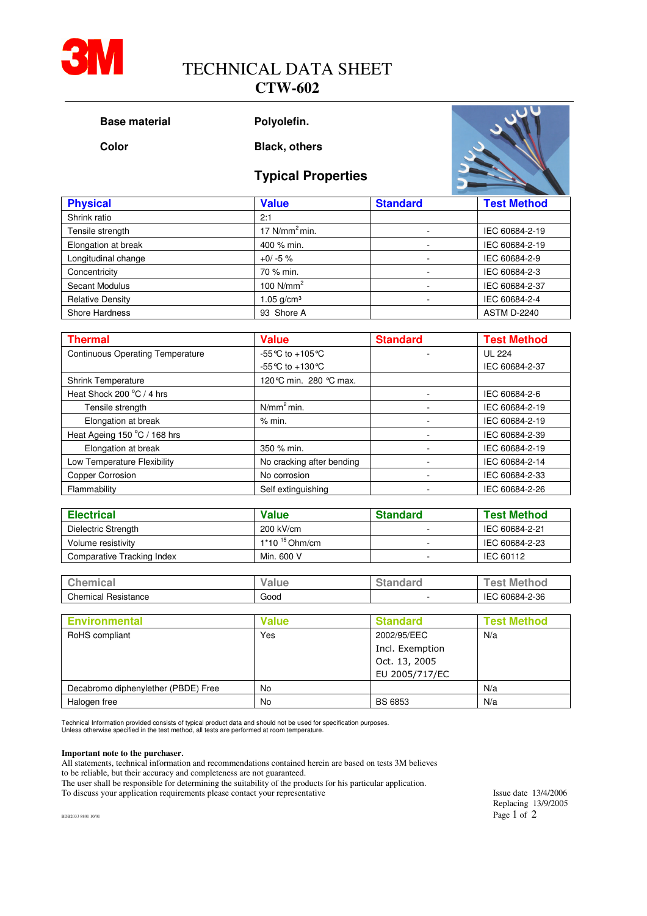# TECHNICAL DATA SHEET
## CTW-602

**Base material** — **Polyolefin.**

**Color** — **Black, others**

### Typical Properties

| Physical | Value | Standard | Test Method |
|---|---|---|---|
| Shrink ratio | 2:1 | | |
| Tensile strength | 17 N/mm$^2$ min. | - | IEC 60684-2-19 |
| Elongation at break | 400 % min. | - | IEC 60684-2-19 |
| Longitudinal change | +0/ -5 % | - | IEC 60684-2-9 |
| Concentricity | 70 % min. | - | IEC 60684-2-3 |
| Secant Modulus | 100 N/mm$^2$ | - | IEC 60684-2-37 |
| Relative Density | 1.05 g/cm³ | - | IEC 60684-2-4 |
| Shore Hardness | 93 Shore A | | ASTM D-2240 |

| Thermal | Value | Standard | Test Method |
|---|---|---|---|
| Continuous Operating Temperature | -55°C to +105°C<br>-55°C to +130°C | - | UL 224<br>IEC 60684-2-37 |
| Shrink Temperature | 120°C min. 280 °C max. | | |
| Heat Shock 200 °C / 4 hrs | | - | IEC 60684-2-6 |
| Tensile strength | N/mm$^2$ min. | - | IEC 60684-2-19 |
| Elongation at break | % min. | - | IEC 60684-2-19 |
| Heat Ageing 150 °C / 168 hrs | | - | IEC 60684-2-39 |
| Elongation at break | 350 % min. | - | IEC 60684-2-19 |
| Low Temperature Flexibility | No cracking after bending | - | IEC 60684-2-14 |
| Copper Corrosion | No corrosion | - | IEC 60684-2-33 |
| Flammability | Self extinguishing | - | IEC 60684-2-26 |

| Electrical | Value | Standard | Test Method |
|---|---|---|---|
| Dielectric Strength | 200 kV/cm | - | IEC 60684-2-21 |
| Volume resistivity | $1*10^{15}$ Ohm/cm | - | IEC 60684-2-23 |
| Comparative Tracking Index | Min. 600 V | - | IEC 60112 |

| Chemical | Value | Standard | Test Method |
|---|---|---|---|
| Chemical Resistance | Good | - | IEC 60684-2-36 |

| Environmental | Value | Standard | Test Method |
|---|---|---|---|
| RoHS compliant | Yes | 2002/95/EEC<br>Incl. Exemption<br>Oct. 13, 2005<br>EU 2005/717/EC | N/a |
| Decabromo diphenylether (PBDE) Free | No | | N/a |
| Halogen free | No | BS 6853 | N/a |

Technical Information provided consists of typical product data and should not be used for specification purposes.
Unless otherwise specified in the test method, all tests are performed at room temperature.

**Important note to the purchaser.**
All statements, technical information and recommendations contained herein are based on tests 3M believes to be reliable, but their accuracy and completeness are not guaranteed.
The user shall be responsible for determining the suitability of the product for his particular application.
To discuss your application requirements please contact your representative

Issue date 13/4/2006
Replacing 13/9/2005

BDB2033 8801 10/01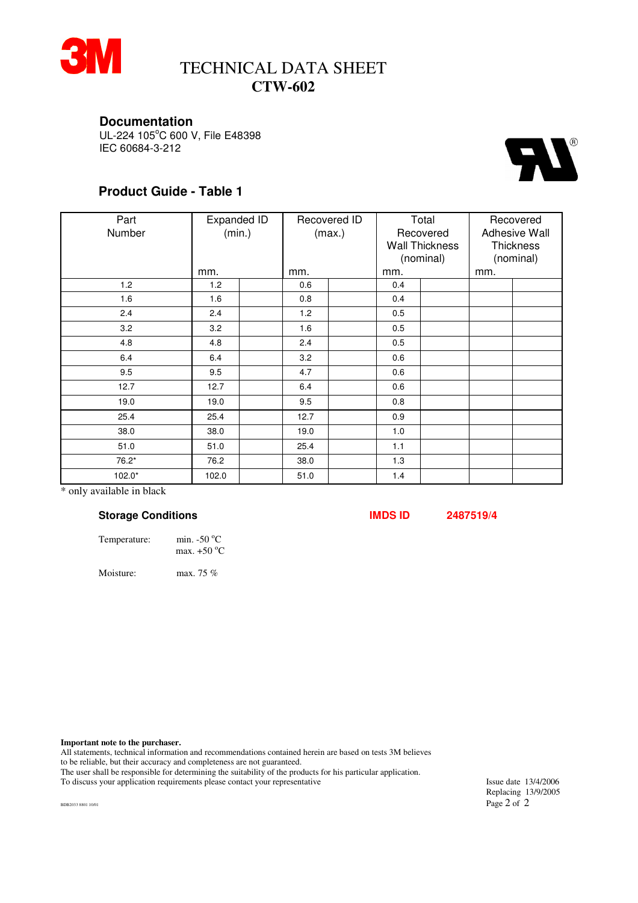# TECHNICAL DATA SHEET
## CTW-602

### Documentation

UL-224 105°C 600 V, File E48398
IEC 60684-3-212

### Product Guide - Table 1

| Part Number | Expanded ID (min.) mm. | | Recovered ID (max.) mm. | | Total Recovered Wall Thickness (nominal) mm. | | Recovered Adhesive Wall Thickness (nominal) mm. | |
|---|---|---|---|---|---|---|---|---|
| 1.2 | 1.2 | | 0.6 | | 0.4 | | | |
| 1.6 | 1.6 | | 0.8 | | 0.4 | | | |
| 2.4 | 2.4 | | 1.2 | | 0.5 | | | |
| 3.2 | 3.2 | | 1.6 | | 0.5 | | | |
| 4.8 | 4.8 | | 2.4 | | 0.5 | | | |
| 6.4 | 6.4 | | 3.2 | | 0.6 | | | |
| 9.5 | 9.5 | | 4.7 | | 0.6 | | | |
| 12.7 | 12.7 | | 6.4 | | 0.6 | | | |
| 19.0 | 19.0 | | 9.5 | | 0.8 | | | |
| 25.4 | 25.4 | | 12.7 | | 0.9 | | | |
| 38.0 | 38.0 | | 19.0 | | 1.0 | | | |
| 51.0 | 51.0 | | 25.4 | | 1.1 | | | |
| 76.2* | 76.2 | | 38.0 | | 1.3 | | | |
| 102.0* | 102.0 | | 51.0 | | 1.4 | | | |

\* only available in black

### Storage Conditions

**IMDS ID** **2487519/4**

Temperature: min. -50 °C
max. +50 °C

Moisture: max. 75 %

**Important note to the purchaser.**
All statements, technical information and recommendations contained herein are based on tests 3M believes to be reliable, but their accuracy and completeness are not guaranteed.
The user shall be responsible for determining the suitability of the products for his particular application.
To discuss your application requirements please contact your representative

Issue date 13/4/2006
Replacing 13/9/2005

BDB2033 8801 10/01